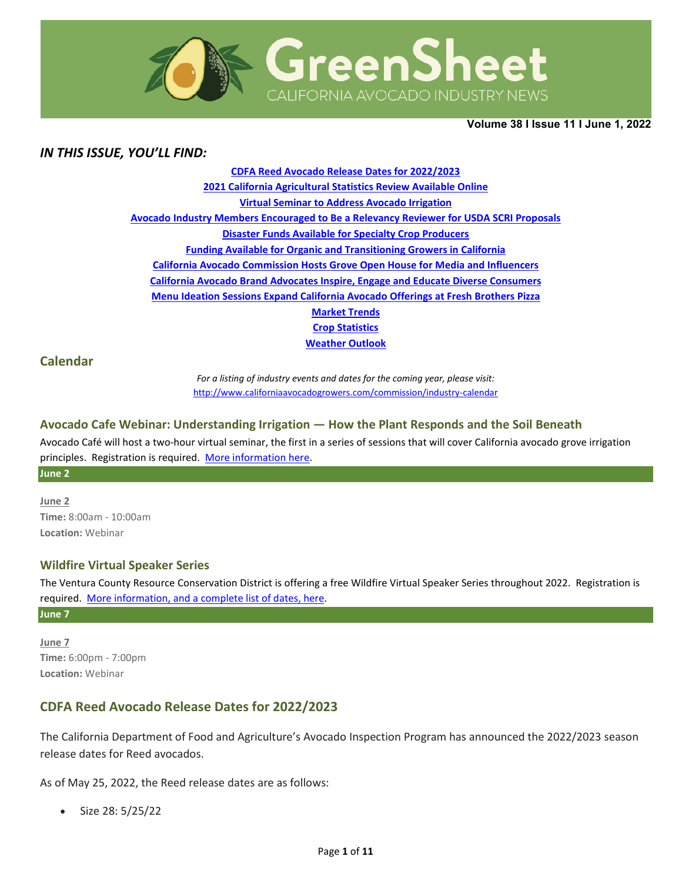# GreenSheet

CALIFORNIA AVOCADO INDUSTRY NEWS

**Volume 38 I Issue 11 I June 1, 2022**

***IN THIS ISSUE, YOU'LL FIND:***

[CDFA Reed Avocado Release Dates for 2022/2023](#)
[2021 California Agricultural Statistics Review Available Online](#)
[Virtual Seminar to Address Avocado Irrigation](#)
[Avocado Industry Members Encouraged to Be a Relevancy Reviewer for USDA SCRI Proposals](#)
[Disaster Funds Available for Specialty Crop Producers](#)
[Funding Available for Organic and Transitioning Growers in California](#)
[California Avocado Commission Hosts Grove Open House for Media and Influencers](#)
[California Avocado Brand Advocates Inspire, Engage and Educate Diverse Consumers](#)
[Menu Ideation Sessions Expand California Avocado Offerings at Fresh Brothers Pizza](#)
[Market Trends](#)
[Crop Statistics](#)
[Weather Outlook](#)

## Calendar

*For a listing of industry events and dates for the coming year, please visit:*
http://www.californiaavocadogrowers.com/commission/industry-calendar

### Avocado Cafe Webinar: Understanding Irrigation — How the Plant Responds and the Soil Beneath

Avocado Café will host a two-hour virtual seminar, the first in a series of sessions that will cover California avocado grove irrigation principles. Registration is required. [More information here](#).

**June 2**

June 2
**Time:** 8:00am - 10:00am
**Location:** Webinar

### Wildfire Virtual Speaker Series

The Ventura County Resource Conservation District is offering a free Wildfire Virtual Speaker Series throughout 2022. Registration is required. [More information, and a complete list of dates, here](#).

**June 7**

June 7
**Time:** 6:00pm - 7:00pm
**Location:** Webinar

## CDFA Reed Avocado Release Dates for 2022/2023

The California Department of Food and Agriculture's Avocado Inspection Program has announced the 2022/2023 season release dates for Reed avocados.

As of May 25, 2022, the Reed release dates are as follows:

- Size 28: 5/25/22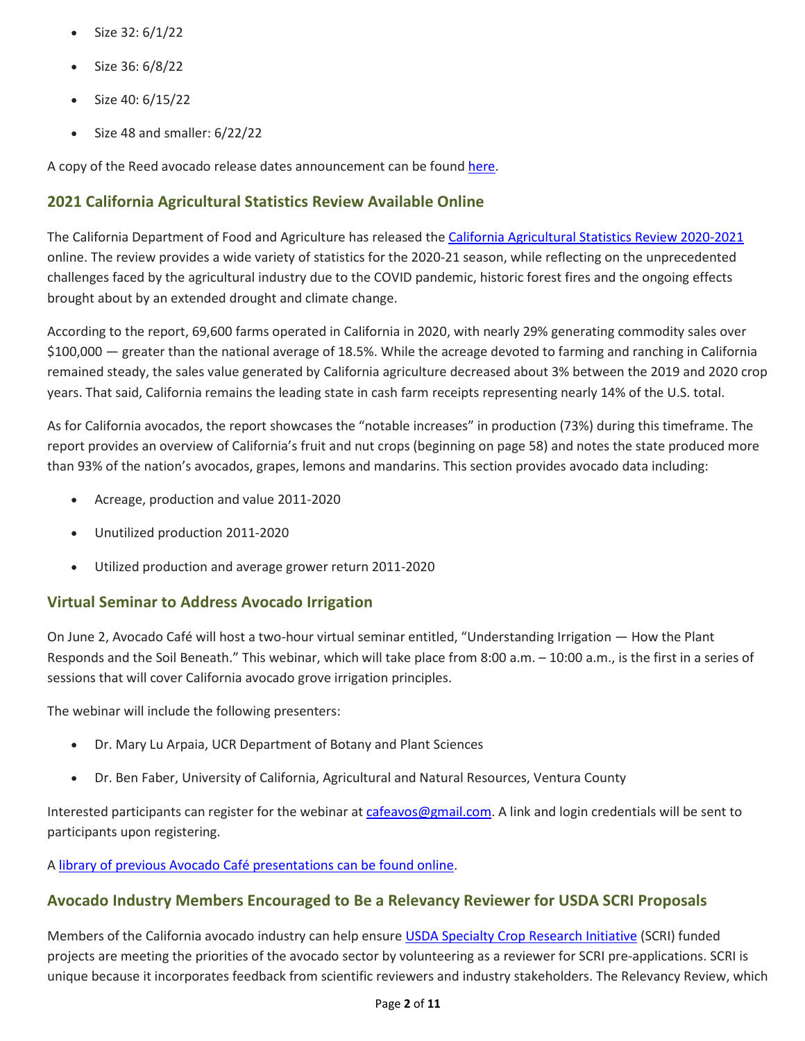- Size 32: 6/1/22
- Size 36: 6/8/22
- Size 40: 6/15/22
- Size 48 and smaller: 6/22/22

A copy of the Reed avocado release dates announcement can be found here.

## 2021 California Agricultural Statistics Review Available Online

The California Department of Food and Agriculture has released the California Agricultural Statistics Review 2020-2021 online. The review provides a wide variety of statistics for the 2020-21 season, while reflecting on the unprecedented challenges faced by the agricultural industry due to the COVID pandemic, historic forest fires and the ongoing effects brought about by an extended drought and climate change.

According to the report, 69,600 farms operated in California in 2020, with nearly 29% generating commodity sales over $100,000 — greater than the national average of 18.5%. While the acreage devoted to farming and ranching in California remained steady, the sales value generated by California agriculture decreased about 3% between the 2019 and 2020 crop years. That said, California remains the leading state in cash farm receipts representing nearly 14% of the U.S. total.

As for California avocados, the report showcases the "notable increases" in production (73%) during this timeframe. The report provides an overview of California's fruit and nut crops (beginning on page 58) and notes the state produced more than 93% of the nation's avocados, grapes, lemons and mandarins. This section provides avocado data including:

- Acreage, production and value 2011-2020
- Unutilized production 2011-2020
- Utilized production and average grower return 2011-2020

## Virtual Seminar to Address Avocado Irrigation

On June 2, Avocado Café will host a two-hour virtual seminar entitled, "Understanding Irrigation — How the Plant Responds and the Soil Beneath." This webinar, which will take place from 8:00 a.m. – 10:00 a.m., is the first in a series of sessions that will cover California avocado grove irrigation principles.

The webinar will include the following presenters:

- Dr. Mary Lu Arpaia, UCR Department of Botany and Plant Sciences
- Dr. Ben Faber, University of California, Agricultural and Natural Resources, Ventura County

Interested participants can register for the webinar at cafeavos@gmail.com. A link and login credentials will be sent to participants upon registering.

A library of previous Avocado Café presentations can be found online.

## Avocado Industry Members Encouraged to Be a Relevancy Reviewer for USDA SCRI Proposals

Members of the California avocado industry can help ensure USDA Specialty Crop Research Initiative (SCRI) funded projects are meeting the priorities of the avocado sector by volunteering as a reviewer for SCRI pre-applications. SCRI is unique because it incorporates feedback from scientific reviewers and industry stakeholders. The Relevancy Review, which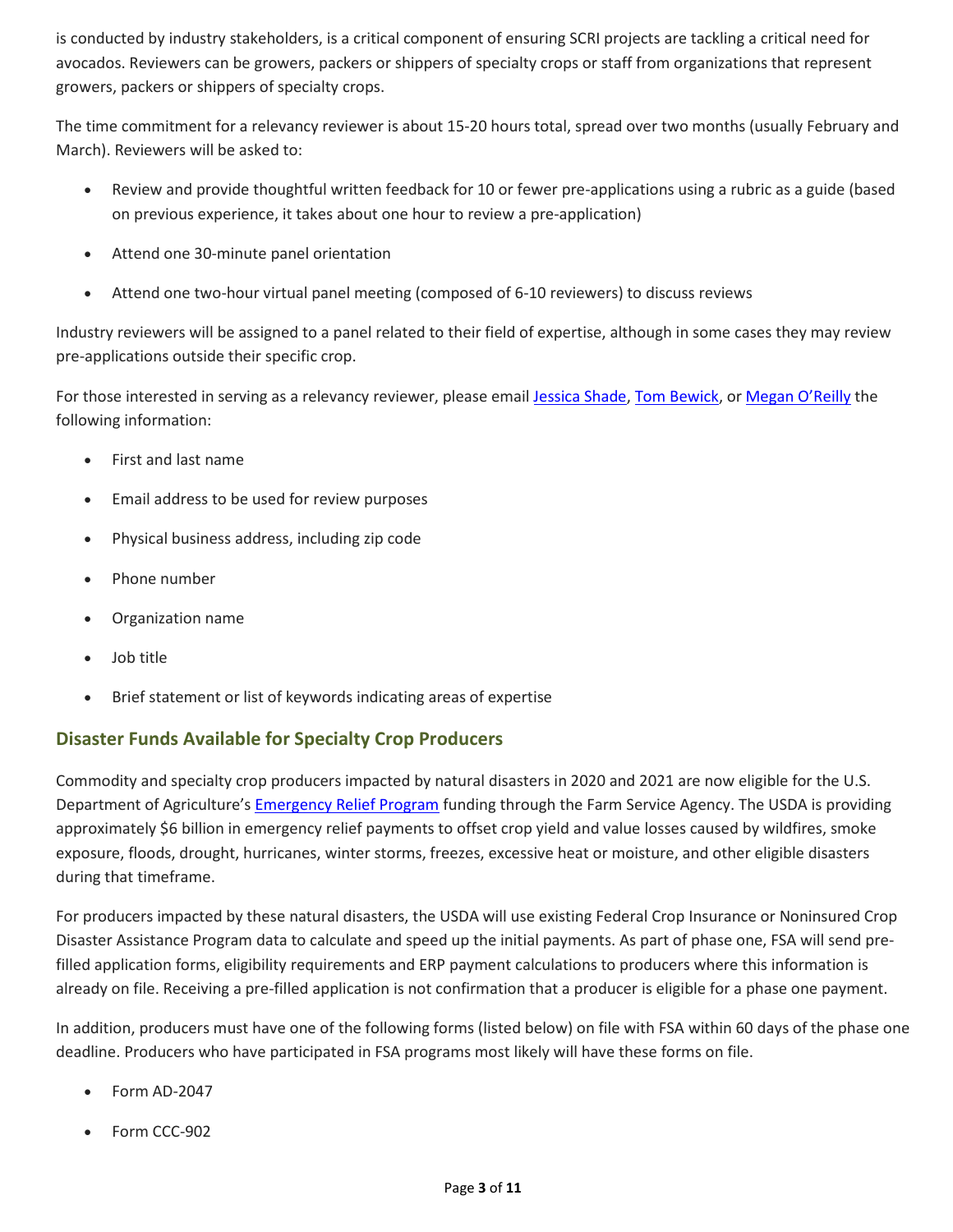is conducted by industry stakeholders, is a critical component of ensuring SCRI projects are tackling a critical need for avocados. Reviewers can be growers, packers or shippers of specialty crops or staff from organizations that represent growers, packers or shippers of specialty crops.

The time commitment for a relevancy reviewer is about 15-20 hours total, spread over two months (usually February and March). Reviewers will be asked to:

- Review and provide thoughtful written feedback for 10 or fewer pre-applications using a rubric as a guide (based on previous experience, it takes about one hour to review a pre-application)
- Attend one 30-minute panel orientation
- Attend one two-hour virtual panel meeting (composed of 6-10 reviewers) to discuss reviews

Industry reviewers will be assigned to a panel related to their field of expertise, although in some cases they may review pre-applications outside their specific crop.

For those interested in serving as a relevancy reviewer, please email Jessica Shade, Tom Bewick, or Megan O'Reilly the following information:

- First and last name
- Email address to be used for review purposes
- Physical business address, including zip code
- Phone number
- Organization name
- Job title
- Brief statement or list of keywords indicating areas of expertise

## Disaster Funds Available for Specialty Crop Producers

Commodity and specialty crop producers impacted by natural disasters in 2020 and 2021 are now eligible for the U.S. Department of Agriculture's Emergency Relief Program funding through the Farm Service Agency. The USDA is providing approximately $6 billion in emergency relief payments to offset crop yield and value losses caused by wildfires, smoke exposure, floods, drought, hurricanes, winter storms, freezes, excessive heat or moisture, and other eligible disasters during that timeframe.

For producers impacted by these natural disasters, the USDA will use existing Federal Crop Insurance or Noninsured Crop Disaster Assistance Program data to calculate and speed up the initial payments. As part of phase one, FSA will send pre-filled application forms, eligibility requirements and ERP payment calculations to producers where this information is already on file. Receiving a pre-filled application is not confirmation that a producer is eligible for a phase one payment.

In addition, producers must have one of the following forms (listed below) on file with FSA within 60 days of the phase one deadline. Producers who have participated in FSA programs most likely will have these forms on file.

- Form AD-2047
- Form CCC-902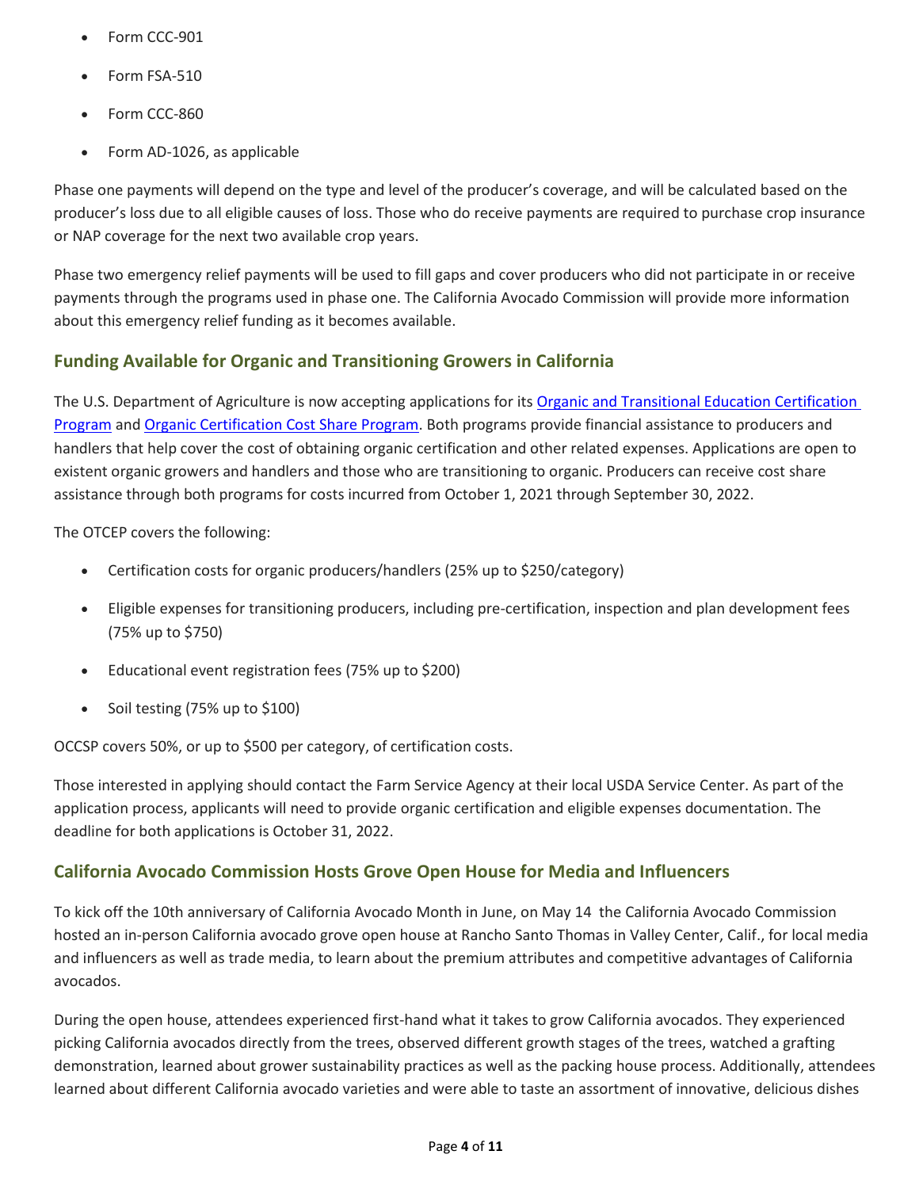- Form CCC-901
- Form FSA-510
- Form CCC-860
- Form AD-1026, as applicable

Phase one payments will depend on the type and level of the producer's coverage, and will be calculated based on the producer's loss due to all eligible causes of loss. Those who do receive payments are required to purchase crop insurance or NAP coverage for the next two available crop years.

Phase two emergency relief payments will be used to fill gaps and cover producers who did not participate in or receive payments through the programs used in phase one. The California Avocado Commission will provide more information about this emergency relief funding as it becomes available.

## Funding Available for Organic and Transitioning Growers in California

The U.S. Department of Agriculture is now accepting applications for its Organic and Transitional Education Certification Program and Organic Certification Cost Share Program. Both programs provide financial assistance to producers and handlers that help cover the cost of obtaining organic certification and other related expenses. Applications are open to existent organic growers and handlers and those who are transitioning to organic. Producers can receive cost share assistance through both programs for costs incurred from October 1, 2021 through September 30, 2022.

The OTCEP covers the following:

- Certification costs for organic producers/handlers (25% up to $250/category)
- Eligible expenses for transitioning producers, including pre-certification, inspection and plan development fees (75% up to $750)
- Educational event registration fees (75% up to $200)
- Soil testing (75% up to $100)

OCCSP covers 50%, or up to $500 per category, of certification costs.

Those interested in applying should contact the Farm Service Agency at their local USDA Service Center. As part of the application process, applicants will need to provide organic certification and eligible expenses documentation. The deadline for both applications is October 31, 2022.

## California Avocado Commission Hosts Grove Open House for Media and Influencers

To kick off the 10th anniversary of California Avocado Month in June, on May 14 the California Avocado Commission hosted an in-person California avocado grove open house at Rancho Santo Thomas in Valley Center, Calif., for local media and influencers as well as trade media, to learn about the premium attributes and competitive advantages of California avocados.

During the open house, attendees experienced first-hand what it takes to grow California avocados. They experienced picking California avocados directly from the trees, observed different growth stages of the trees, watched a grafting demonstration, learned about grower sustainability practices as well as the packing house process. Additionally, attendees learned about different California avocado varieties and were able to taste an assortment of innovative, delicious dishes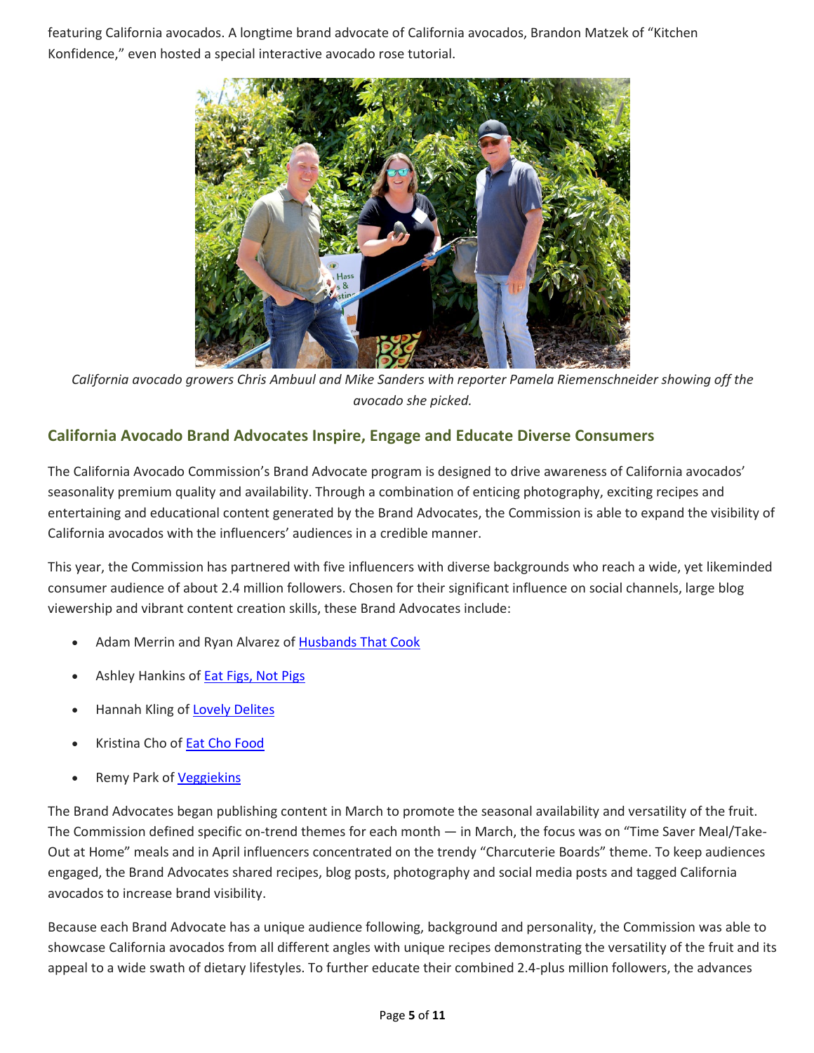featuring California avocados. A longtime brand advocate of California avocados, Brandon Matzek of "Kitchen Konfidence," even hosted a special interactive avocado rose tutorial.

*California avocado growers Chris Ambuul and Mike Sanders with reporter Pamela Riemenschneider showing off the avocado she picked.*

## California Avocado Brand Advocates Inspire, Engage and Educate Diverse Consumers

The California Avocado Commission's Brand Advocate program is designed to drive awareness of California avocados' seasonality premium quality and availability. Through a combination of enticing photography, exciting recipes and entertaining and educational content generated by the Brand Advocates, the Commission is able to expand the visibility of California avocados with the influencers' audiences in a credible manner.

This year, the Commission has partnered with five influencers with diverse backgrounds who reach a wide, yet likeminded consumer audience of about 2.4 million followers. Chosen for their significant influence on social channels, large blog viewership and vibrant content creation skills, these Brand Advocates include:

- Adam Merrin and Ryan Alvarez of Husbands That Cook
- Ashley Hankins of Eat Figs, Not Pigs
- Hannah Kling of Lovely Delites
- Kristina Cho of Eat Cho Food
- Remy Park of Veggiekins

The Brand Advocates began publishing content in March to promote the seasonal availability and versatility of the fruit. The Commission defined specific on-trend themes for each month — in March, the focus was on "Time Saver Meal/Take-Out at Home" meals and in April influencers concentrated on the trendy "Charcuterie Boards" theme. To keep audiences engaged, the Brand Advocates shared recipes, blog posts, photography and social media posts and tagged California avocados to increase brand visibility.

Because each Brand Advocate has a unique audience following, background and personality, the Commission was able to showcase California avocados from all different angles with unique recipes demonstrating the versatility of the fruit and its appeal to a wide swath of dietary lifestyles. To further educate their combined 2.4-plus million followers, the advances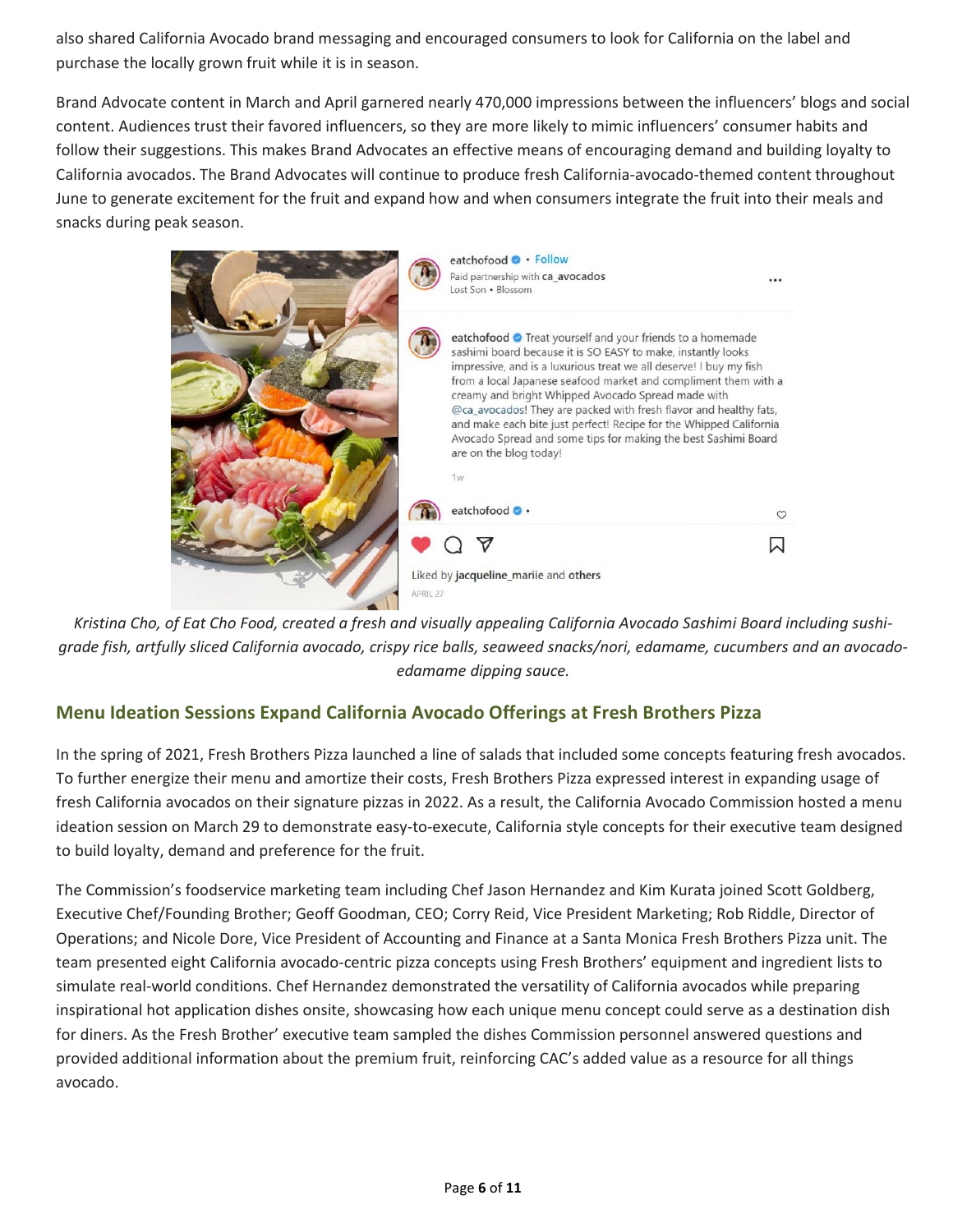also shared California Avocado brand messaging and encouraged consumers to look for California on the label and purchase the locally grown fruit while it is in season.

Brand Advocate content in March and April garnered nearly 470,000 impressions between the influencers' blogs and social content. Audiences trust their favored influencers, so they are more likely to mimic influencers' consumer habits and follow their suggestions. This makes Brand Advocates an effective means of encouraging demand and building loyalty to California avocados. The Brand Advocates will continue to produce fresh California-avocado-themed content throughout June to generate excitement for the fruit and expand how and when consumers integrate the fruit into their meals and snacks during peak season.

*Kristina Cho, of Eat Cho Food, created a fresh and visually appealing California Avocado Sashimi Board including sushi-grade fish, artfully sliced California avocado, crispy rice balls, seaweed snacks/nori, edamame, cucumbers and an avocado-edamame dipping sauce.*

## Menu Ideation Sessions Expand California Avocado Offerings at Fresh Brothers Pizza

In the spring of 2021, Fresh Brothers Pizza launched a line of salads that included some concepts featuring fresh avocados. To further energize their menu and amortize their costs, Fresh Brothers Pizza expressed interest in expanding usage of fresh California avocados on their signature pizzas in 2022. As a result, the California Avocado Commission hosted a menu ideation session on March 29 to demonstrate easy-to-execute, California style concepts for their executive team designed to build loyalty, demand and preference for the fruit.

The Commission's foodservice marketing team including Chef Jason Hernandez and Kim Kurata joined Scott Goldberg, Executive Chef/Founding Brother; Geoff Goodman, CEO; Corry Reid, Vice President Marketing; Rob Riddle, Director of Operations; and Nicole Dore, Vice President of Accounting and Finance at a Santa Monica Fresh Brothers Pizza unit. The team presented eight California avocado-centric pizza concepts using Fresh Brothers' equipment and ingredient lists to simulate real-world conditions. Chef Hernandez demonstrated the versatility of California avocados while preparing inspirational hot application dishes onsite, showcasing how each unique menu concept could serve as a destination dish for diners. As the Fresh Brother' executive team sampled the dishes Commission personnel answered questions and provided additional information about the premium fruit, reinforcing CAC's added value as a resource for all things avocado.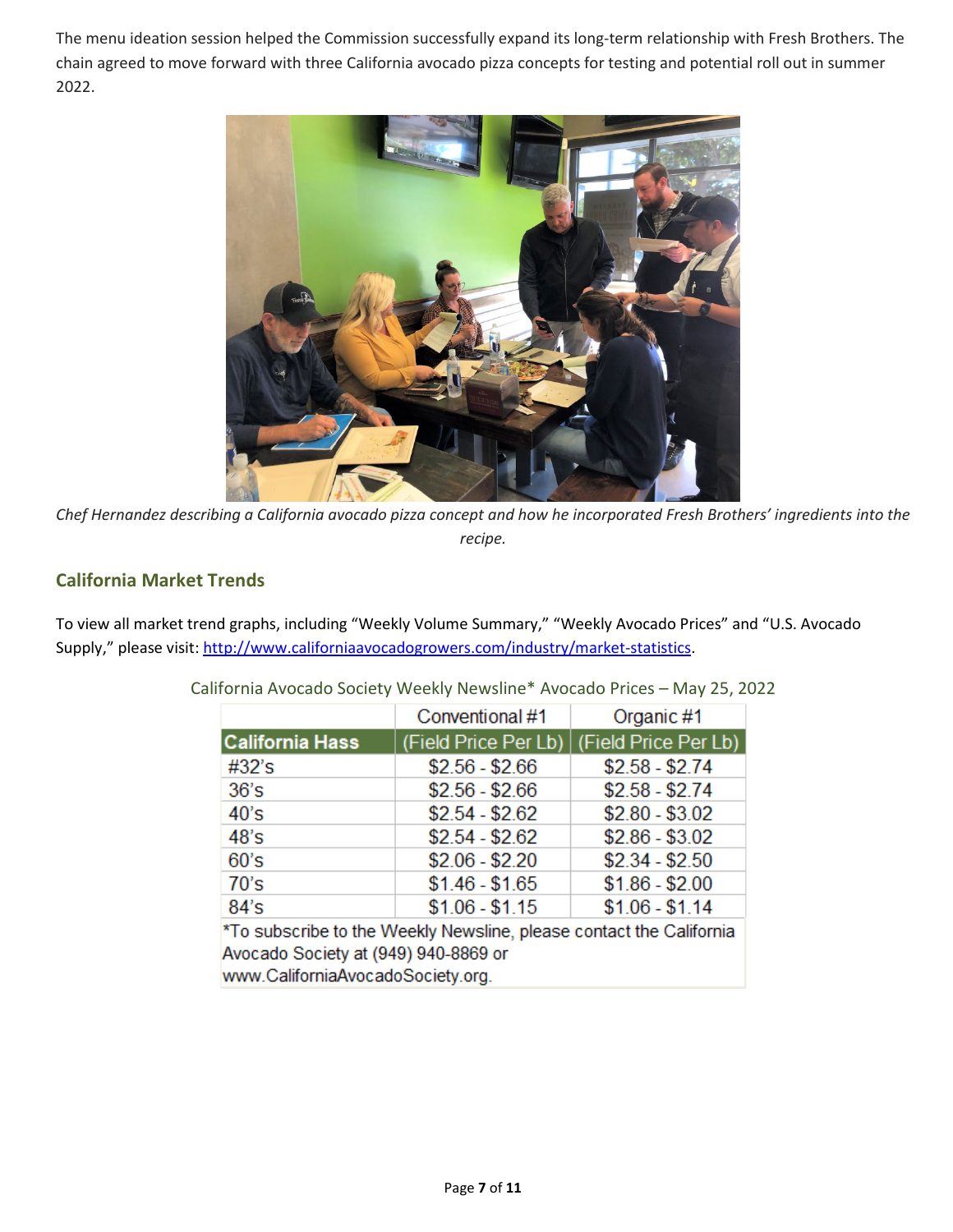The menu ideation session helped the Commission successfully expand its long-term relationship with Fresh Brothers. The chain agreed to move forward with three California avocado pizza concepts for testing and potential roll out in summer 2022.

*Chef Hernandez describing a California avocado pizza concept and how he incorporated Fresh Brothers' ingredients into the recipe.*

## California Market Trends

To view all market trend graphs, including "Weekly Volume Summary," "Weekly Avocado Prices" and "U.S. Avocado Supply," please visit: http://www.californiaavocadogrowers.com/industry/market-statistics.

California Avocado Society Weekly Newsline* Avocado Prices – May 25, 2022

| California Hass | Conventional #1 (Field Price Per Lb) | Organic #1 (Field Price Per Lb) |
|---|---|---|
| #32's | $2.56 - $2.66 | $2.58 - $2.74 |
| 36's | $2.56 - $2.66 | $2.58 - $2.74 |
| 40's | $2.54 - $2.62 | $2.80 - $3.02 |
| 48's | $2.54 - $2.62 | $2.86 - $3.02 |
| 60's | $2.06 - $2.20 | $2.34 - $2.50 |
| 70's | $1.46 - $1.65 | $1.86 - $2.00 |
| 84's | $1.06 - $1.15 | $1.06 - $1.14 |

*To subscribe to the Weekly Newsline, please contact the California Avocado Society at (949) 940-8869 or www.CaliforniaAvocadoSociety.org.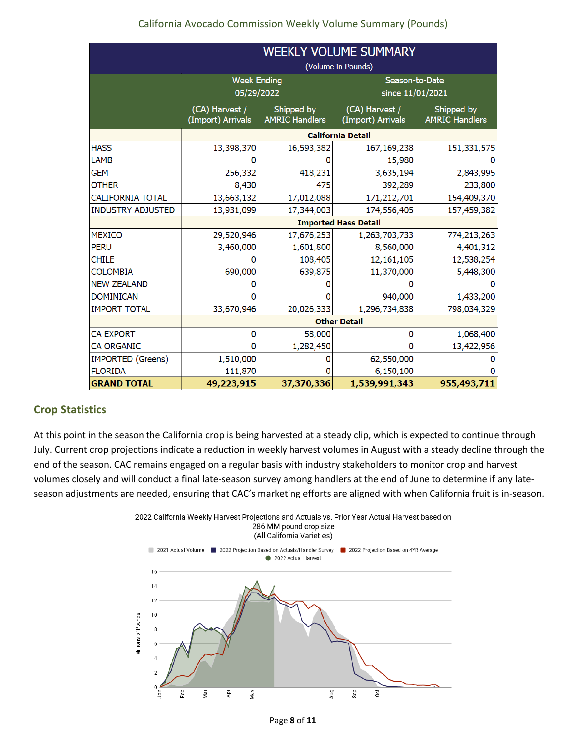## California Avocado Commission Weekly Volume Summary (Pounds)

| WEEKLY VOLUME SUMMARY (Volume in Pounds) | | | | |
|---|---|---|---|---|
| | Week Ending 05/29/2022 | | Season-to-Date since 11/01/2021 | |
| | (CA) Harvest / (Import) Arrivals | Shipped by AMRIC Handlers | (CA) Harvest / (Import) Arrivals | Shipped by AMRIC Handlers |
| **California Detail** | | | | |
| HASS | 13,398,370 | 16,593,382 | 167,169,238 | 151,331,575 |
| LAMB | 0 | 0 | 15,980 | 0 |
| GEM | 256,332 | 418,231 | 3,635,194 | 2,843,995 |
| OTHER | 8,430 | 475 | 392,289 | 233,800 |
| CALIFORNIA TOTAL | 13,663,132 | 17,012,088 | 171,212,701 | 154,409,370 |
| INDUSTRY ADJUSTED | 13,931,099 | 17,344,003 | 174,556,405 | 157,459,382 |
| **Imported Hass Detail** | | | | |
| MEXICO | 29,520,946 | 17,676,253 | 1,263,703,733 | 774,213,263 |
| PERU | 3,460,000 | 1,601,800 | 8,560,000 | 4,401,312 |
| CHILE | 0 | 108,405 | 12,161,105 | 12,538,254 |
| COLOMBIA | 690,000 | 639,875 | 11,370,000 | 5,448,300 |
| NEW ZEALAND | 0 | 0 | 0 | 0 |
| DOMINICAN | 0 | 0 | 940,000 | 1,433,200 |
| IMPORT TOTAL | 33,670,946 | 20,026,333 | 1,296,734,838 | 798,034,329 |
| **Other Detail** | | | | |
| CA EXPORT | 0 | 58,000 | 0 | 1,068,400 |
| CA ORGANIC | 0 | 1,282,450 | 0 | 13,422,956 |
| IMPORTED (Greens) | 1,510,000 | 0 | 62,550,000 | 0 |
| FLORIDA | 111,870 | 0 | 6,150,100 | 0 |
| **GRAND TOTAL** | **49,223,915** | **37,370,336** | **1,539,991,343** | **955,493,711** |

## Crop Statistics

At this point in the season the California crop is being harvested at a steady clip, which is expected to continue through July. Current crop projections indicate a reduction in weekly harvest volumes in August with a steady decline through the end of the season. CAC remains engaged on a regular basis with industry stakeholders to monitor crop and harvest volumes closely and will conduct a final late-season survey among handlers at the end of June to determine if any late-season adjustments are needed, ensuring that CAC's marketing efforts are aligned with when California fruit is in-season.

2022 California Weekly Harvest Projections and Actuals vs. Prior Year Actual Harvest based on 286 MM pound crop size (All California Varieties)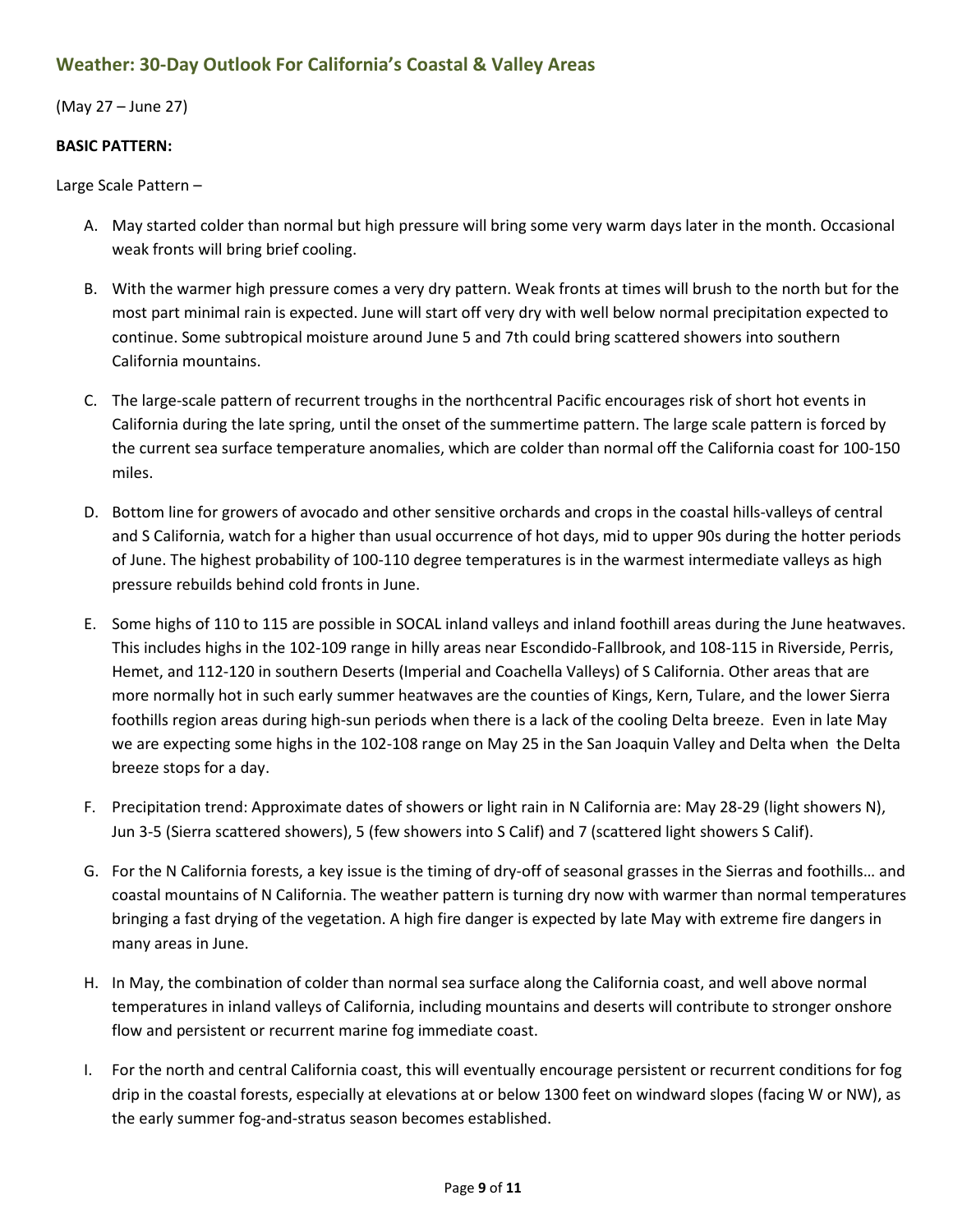## Weather: 30-Day Outlook For California's Coastal & Valley Areas

(May 27 – June 27)

**BASIC PATTERN:**

Large Scale Pattern –

A. May started colder than normal but high pressure will bring some very warm days later in the month. Occasional weak fronts will bring brief cooling.

B. With the warmer high pressure comes a very dry pattern. Weak fronts at times will brush to the north but for the most part minimal rain is expected. June will start off very dry with well below normal precipitation expected to continue. Some subtropical moisture around June 5 and 7th could bring scattered showers into southern California mountains.

C. The large-scale pattern of recurrent troughs in the northcentral Pacific encourages risk of short hot events in California during the late spring, until the onset of the summertime pattern. The large scale pattern is forced by the current sea surface temperature anomalies, which are colder than normal off the California coast for 100-150 miles.

D. Bottom line for growers of avocado and other sensitive orchards and crops in the coastal hills-valleys of central and S California, watch for a higher than usual occurrence of hot days, mid to upper 90s during the hotter periods of June. The highest probability of 100-110 degree temperatures is in the warmest intermediate valleys as high pressure rebuilds behind cold fronts in June.

E. Some highs of 110 to 115 are possible in SOCAL inland valleys and inland foothill areas during the June heatwaves. This includes highs in the 102-109 range in hilly areas near Escondido-Fallbrook, and 108-115 in Riverside, Perris, Hemet, and 112-120 in southern Deserts (Imperial and Coachella Valleys) of S California. Other areas that are more normally hot in such early summer heatwaves are the counties of Kings, Kern, Tulare, and the lower Sierra foothills region areas during high-sun periods when there is a lack of the cooling Delta breeze. Even in late May we are expecting some highs in the 102-108 range on May 25 in the San Joaquin Valley and Delta when the Delta breeze stops for a day.

F. Precipitation trend: Approximate dates of showers or light rain in N California are: May 28-29 (light showers N), Jun 3-5 (Sierra scattered showers), 5 (few showers into S Calif) and 7 (scattered light showers S Calif).

G. For the N California forests, a key issue is the timing of dry-off of seasonal grasses in the Sierras and foothills… and coastal mountains of N California. The weather pattern is turning dry now with warmer than normal temperatures bringing a fast drying of the vegetation. A high fire danger is expected by late May with extreme fire dangers in many areas in June.

H. In May, the combination of colder than normal sea surface along the California coast, and well above normal temperatures in inland valleys of California, including mountains and deserts will contribute to stronger onshore flow and persistent or recurrent marine fog immediate coast.

I. For the north and central California coast, this will eventually encourage persistent or recurrent conditions for fog drip in the coastal forests, especially at elevations at or below 1300 feet on windward slopes (facing W or NW), as the early summer fog-and-stratus season becomes established.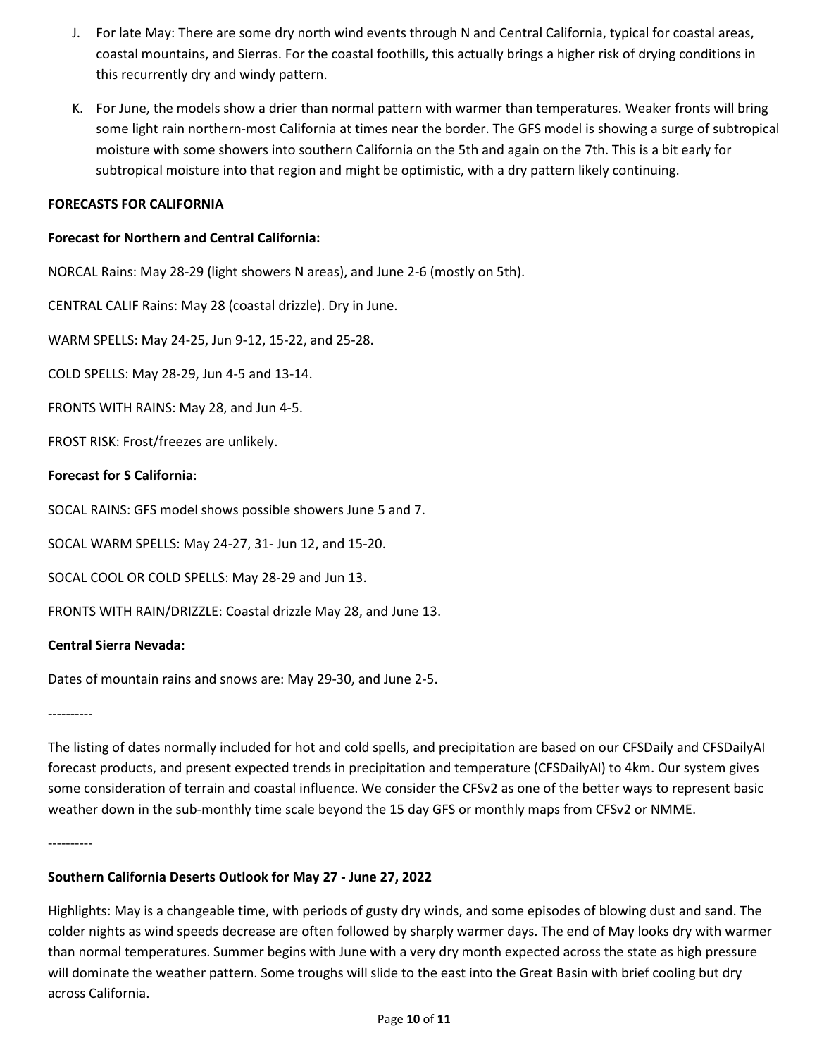J. For late May: There are some dry north wind events through N and Central California, typical for coastal areas, coastal mountains, and Sierras. For the coastal foothills, this actually brings a higher risk of drying conditions in this recurrently dry and windy pattern.

K. For June, the models show a drier than normal pattern with warmer than temperatures. Weaker fronts will bring some light rain northern-most California at times near the border. The GFS model is showing a surge of subtropical moisture with some showers into southern California on the 5th and again on the 7th. This is a bit early for subtropical moisture into that region and might be optimistic, with a dry pattern likely continuing.

**FORECASTS FOR CALIFORNIA**

**Forecast for Northern and Central California:**

NORCAL Rains: May 28-29 (light showers N areas), and June 2-6 (mostly on 5th).

CENTRAL CALIF Rains: May 28 (coastal drizzle). Dry in June.

WARM SPELLS: May 24-25, Jun 9-12, 15-22, and 25-28.

COLD SPELLS: May 28-29, Jun 4-5 and 13-14.

FRONTS WITH RAINS: May 28, and Jun 4-5.

FROST RISK: Frost/freezes are unlikely.

**Forecast for S California**:

SOCAL RAINS: GFS model shows possible showers June 5 and 7.

SOCAL WARM SPELLS: May 24-27, 31- Jun 12, and 15-20.

SOCAL COOL OR COLD SPELLS: May 28-29 and Jun 13.

FRONTS WITH RAIN/DRIZZLE: Coastal drizzle May 28, and June 13.

**Central Sierra Nevada:**

Dates of mountain rains and snows are: May 29-30, and June 2-5.

----------

The listing of dates normally included for hot and cold spells, and precipitation are based on our CFSDaily and CFSDailyAI forecast products, and present expected trends in precipitation and temperature (CFSDailyAI) to 4km. Our system gives some consideration of terrain and coastal influence. We consider the CFSv2 as one of the better ways to represent basic weather down in the sub-monthly time scale beyond the 15 day GFS or monthly maps from CFSv2 or NMME.

----------

**Southern California Deserts Outlook for May 27 - June 27, 2022**

Highlights: May is a changeable time, with periods of gusty dry winds, and some episodes of blowing dust and sand. The colder nights as wind speeds decrease are often followed by sharply warmer days. The end of May looks dry with warmer than normal temperatures. Summer begins with June with a very dry month expected across the state as high pressure will dominate the weather pattern. Some troughs will slide to the east into the Great Basin with brief cooling but dry across California.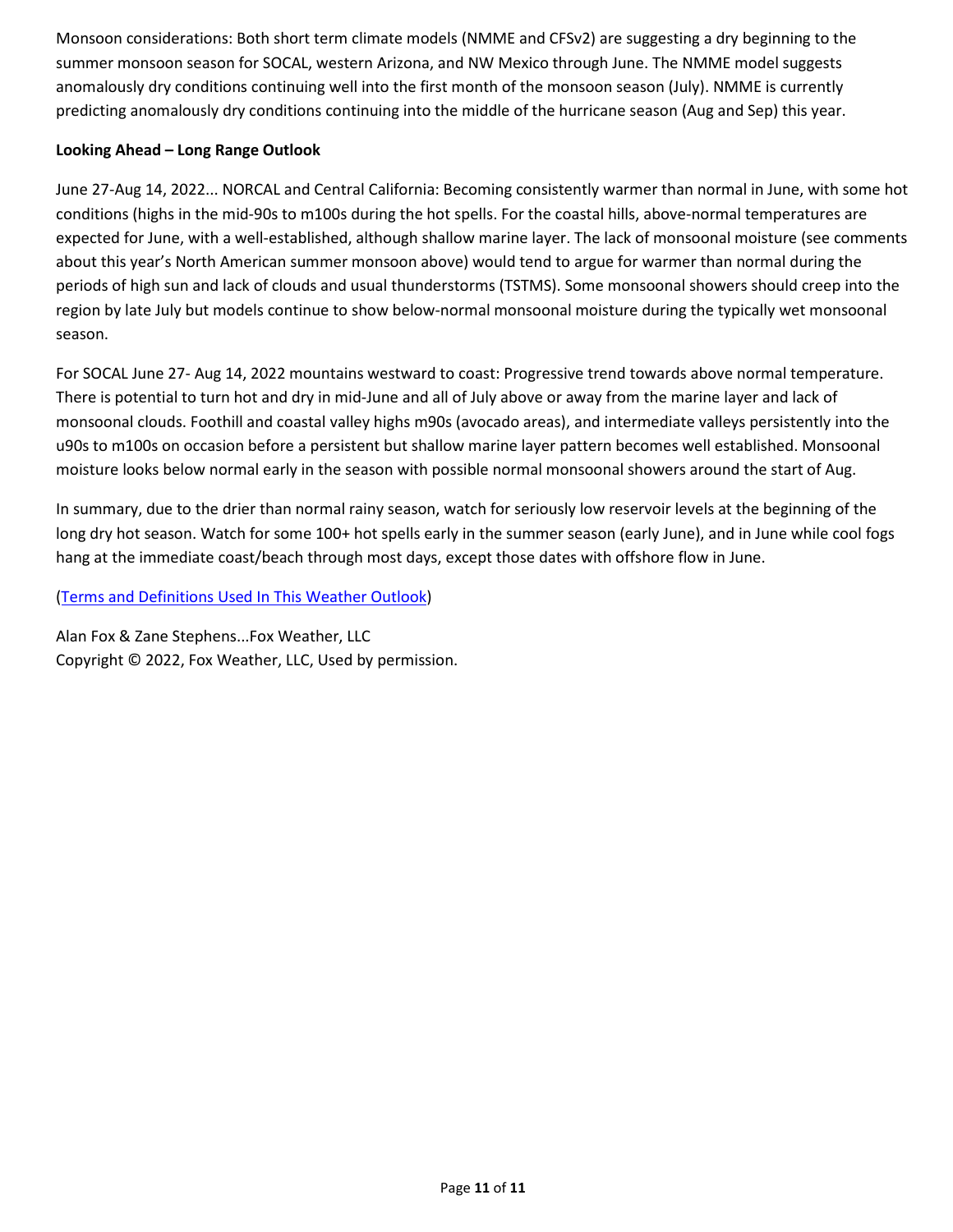Monsoon considerations: Both short term climate models (NMME and CFSv2) are suggesting a dry beginning to the summer monsoon season for SOCAL, western Arizona, and NW Mexico through June. The NMME model suggests anomalously dry conditions continuing well into the first month of the monsoon season (July). NMME is currently predicting anomalously dry conditions continuing into the middle of the hurricane season (Aug and Sep) this year.

**Looking Ahead – Long Range Outlook**

June 27-Aug 14, 2022... NORCAL and Central California: Becoming consistently warmer than normal in June, with some hot conditions (highs in the mid-90s to m100s during the hot spells. For the coastal hills, above-normal temperatures are expected for June, with a well-established, although shallow marine layer. The lack of monsoonal moisture (see comments about this year's North American summer monsoon above) would tend to argue for warmer than normal during the periods of high sun and lack of clouds and usual thunderstorms (TSTMS). Some monsoonal showers should creep into the region by late July but models continue to show below-normal monsoonal moisture during the typically wet monsoonal season.

For SOCAL June 27- Aug 14, 2022 mountains westward to coast: Progressive trend towards above normal temperature. There is potential to turn hot and dry in mid-June and all of July above or away from the marine layer and lack of monsoonal clouds. Foothill and coastal valley highs m90s (avocado areas), and intermediate valleys persistently into the u90s to m100s on occasion before a persistent but shallow marine layer pattern becomes well established. Monsoonal moisture looks below normal early in the season with possible normal monsoonal showers around the start of Aug.

In summary, due to the drier than normal rainy season, watch for seriously low reservoir levels at the beginning of the long dry hot season. Watch for some 100+ hot spells early in the summer season (early June), and in June while cool fogs hang at the immediate coast/beach through most days, except those dates with offshore flow in June.

(Terms and Definitions Used In This Weather Outlook)

Alan Fox & Zane Stephens...Fox Weather, LLC
Copyright © 2022, Fox Weather, LLC, Used by permission.